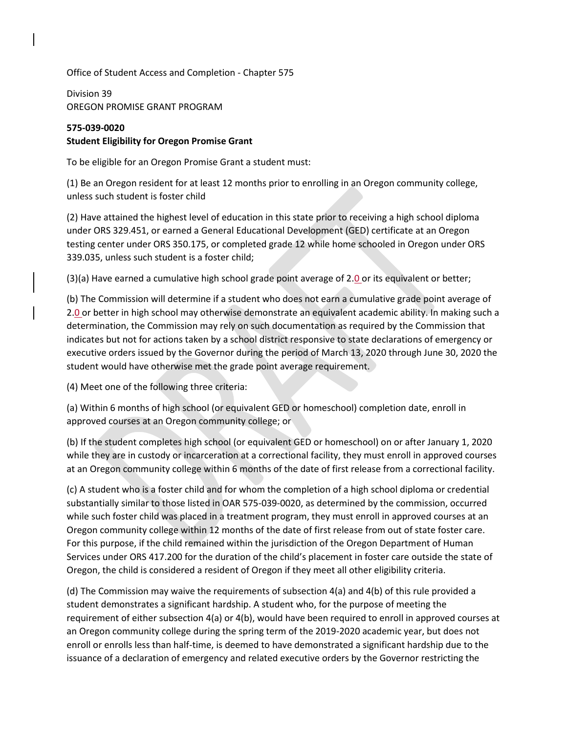Office of Student Access and Completion - Chapter 575

Division 39
OREGON PROMISE GRANT PROGRAM

**575-039-0020**
**Student Eligibility for Oregon Promise Grant**

To be eligible for an Oregon Promise Grant a student must:

(1) Be an Oregon resident for at least 12 months prior to enrolling in an Oregon community college, unless such student is foster child

(2) Have attained the highest level of education in this state prior to receiving a high school diploma under ORS 329.451, or earned a General Educational Development (GED) certificate at an Oregon testing center under ORS 350.175, or completed grade 12 while home schooled in Oregon under ORS 339.035, unless such student is a foster child;

(3)(a) Have earned a cumulative high school grade point average of 2.0 or its equivalent or better;

(b) The Commission will determine if a student who does not earn a cumulative grade point average of 2.0 or better in high school may otherwise demonstrate an equivalent academic ability. In making such a determination, the Commission may rely on such documentation as required by the Commission that indicates but not for actions taken by a school district responsive to state declarations of emergency or executive orders issued by the Governor during the period of March 13, 2020 through June 30, 2020 the student would have otherwise met the grade point average requirement.

(4) Meet one of the following three criteria:

(a) Within 6 months of high school (or equivalent GED or homeschool) completion date, enroll in approved courses at an Oregon community college; or

(b) If the student completes high school (or equivalent GED or homeschool) on or after January 1, 2020 while they are in custody or incarceration at a correctional facility, they must enroll in approved courses at an Oregon community college within 6 months of the date of first release from a correctional facility.

(c) A student who is a foster child and for whom the completion of a high school diploma or credential substantially similar to those listed in OAR 575-039-0020, as determined by the commission, occurred while such foster child was placed in a treatment program, they must enroll in approved courses at an Oregon community college within 12 months of the date of first release from out of state foster care. For this purpose, if the child remained within the jurisdiction of the Oregon Department of Human Services under ORS 417.200 for the duration of the child's placement in foster care outside the state of Oregon, the child is considered a resident of Oregon if they meet all other eligibility criteria.

(d) The Commission may waive the requirements of subsection 4(a) and 4(b) of this rule provided a student demonstrates a significant hardship. A student who, for the purpose of meeting the requirement of either subsection 4(a) or 4(b), would have been required to enroll in approved courses at an Oregon community college during the spring term of the 2019-2020 academic year, but does not enroll or enrolls less than half-time, is deemed to have demonstrated a significant hardship due to the issuance of a declaration of emergency and related executive orders by the Governor restricting the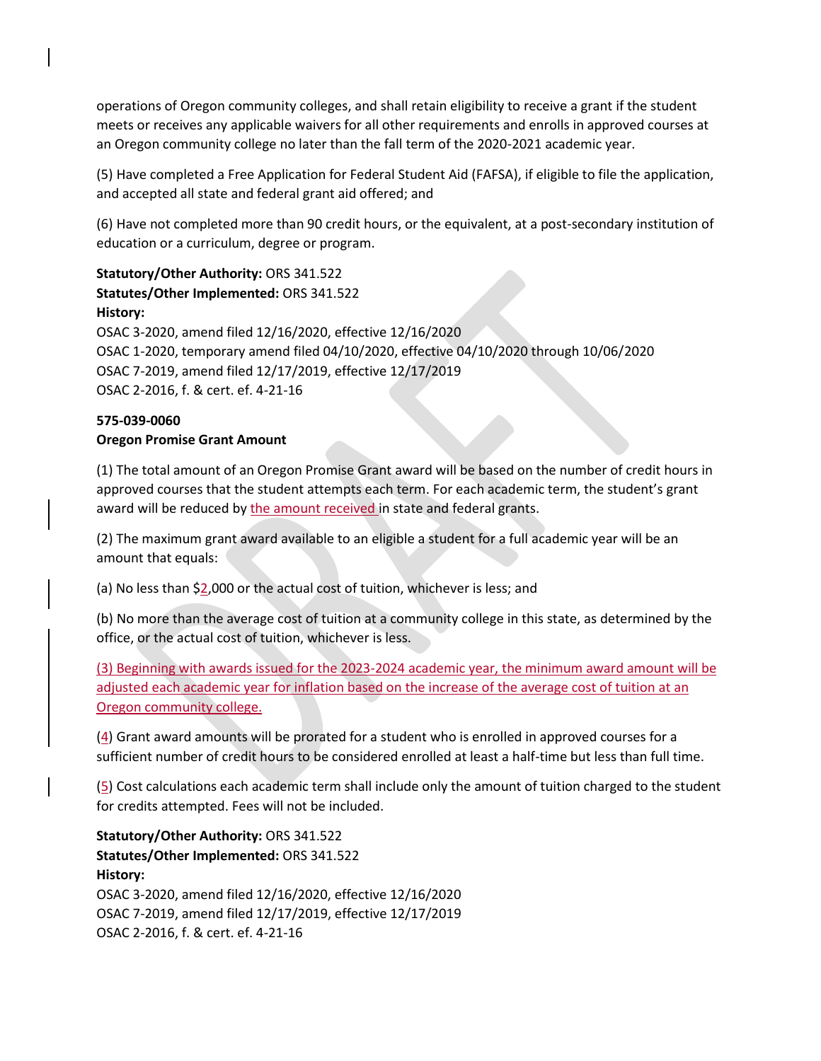operations of Oregon community colleges, and shall retain eligibility to receive a grant if the student meets or receives any applicable waivers for all other requirements and enrolls in approved courses at an Oregon community college no later than the fall term of the 2020-2021 academic year.

(5) Have completed a Free Application for Federal Student Aid (FAFSA), if eligible to file the application, and accepted all state and federal grant aid offered; and

(6) Have not completed more than 90 credit hours, or the equivalent, at a post-secondary institution of education or a curriculum, degree or program.

**Statutory/Other Authority:** ORS 341.522
**Statutes/Other Implemented:** ORS 341.522
**History:**
OSAC 3-2020, amend filed 12/16/2020, effective 12/16/2020
OSAC 1-2020, temporary amend filed 04/10/2020, effective 04/10/2020 through 10/06/2020
OSAC 7-2019, amend filed 12/17/2019, effective 12/17/2019
OSAC 2-2016, f. & cert. ef. 4-21-16

**575-039-0060**
**Oregon Promise Grant Amount**

(1) The total amount of an Oregon Promise Grant award will be based on the number of credit hours in approved courses that the student attempts each term. For each academic term, the student's grant award will be reduced by the amount received in state and federal grants.

(2) The maximum grant award available to an eligible a student for a full academic year will be an amount that equals:

(a) No less than $2,000 or the actual cost of tuition, whichever is less; and

(b) No more than the average cost of tuition at a community college in this state, as determined by the office, or the actual cost of tuition, whichever is less.

(3) Beginning with awards issued for the 2023-2024 academic year, the minimum award amount will be adjusted each academic year for inflation based on the increase of the average cost of tuition at an Oregon community college.

(4) Grant award amounts will be prorated for a student who is enrolled in approved courses for a sufficient number of credit hours to be considered enrolled at least a half-time but less than full time.

(5) Cost calculations each academic term shall include only the amount of tuition charged to the student for credits attempted. Fees will not be included.

**Statutory/Other Authority:** ORS 341.522
**Statutes/Other Implemented:** ORS 341.522
**History:**
OSAC 3-2020, amend filed 12/16/2020, effective 12/16/2020
OSAC 7-2019, amend filed 12/17/2019, effective 12/17/2019
OSAC 2-2016, f. & cert. ef. 4-21-16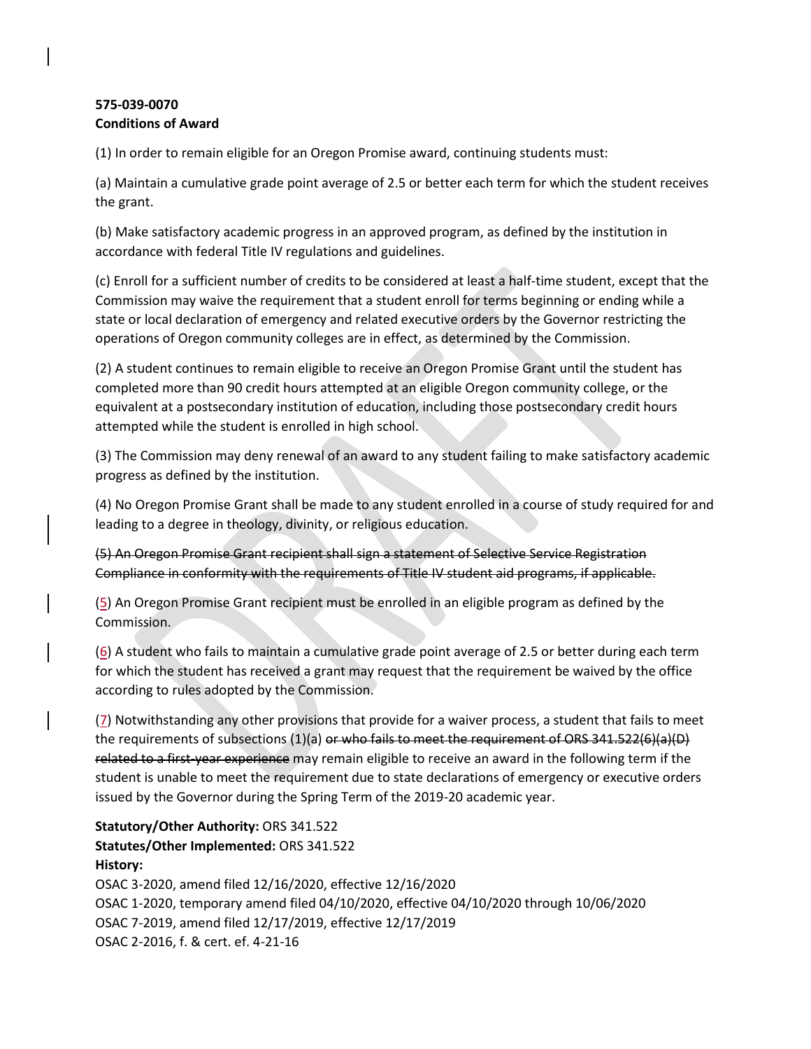**575-039-0070**
**Conditions of Award**

(1) In order to remain eligible for an Oregon Promise award, continuing students must:

(a) Maintain a cumulative grade point average of 2.5 or better each term for which the student receives the grant.

(b) Make satisfactory academic progress in an approved program, as defined by the institution in accordance with federal Title IV regulations and guidelines.

(c) Enroll for a sufficient number of credits to be considered at least a half-time student, except that the Commission may waive the requirement that a student enroll for terms beginning or ending while a state or local declaration of emergency and related executive orders by the Governor restricting the operations of Oregon community colleges are in effect, as determined by the Commission.

(2) A student continues to remain eligible to receive an Oregon Promise Grant until the student has completed more than 90 credit hours attempted at an eligible Oregon community college, or the equivalent at a postsecondary institution of education, including those postsecondary credit hours attempted while the student is enrolled in high school.

(3) The Commission may deny renewal of an award to any student failing to make satisfactory academic progress as defined by the institution.

(4) No Oregon Promise Grant shall be made to any student enrolled in a course of study required for and leading to a degree in theology, divinity, or religious education.

~~(5) An Oregon Promise Grant recipient shall sign a statement of Selective Service Registration Compliance in conformity with the requirements of Title IV student aid programs, if applicable.~~

(5) An Oregon Promise Grant recipient must be enrolled in an eligible program as defined by the Commission.

(6) A student who fails to maintain a cumulative grade point average of 2.5 or better during each term for which the student has received a grant may request that the requirement be waived by the office according to rules adopted by the Commission.

(7) Notwithstanding any other provisions that provide for a waiver process, a student that fails to meet the requirements of subsections (1)(a) ~~or who fails to meet the requirement of ORS 341.522(6)(a)(D) related to a first-year experience~~ may remain eligible to receive an award in the following term if the student is unable to meet the requirement due to state declarations of emergency or executive orders issued by the Governor during the Spring Term of the 2019-20 academic year.

**Statutory/Other Authority:** ORS 341.522
**Statutes/Other Implemented:** ORS 341.522
**History:**
OSAC 3-2020, amend filed 12/16/2020, effective 12/16/2020
OSAC 1-2020, temporary amend filed 04/10/2020, effective 04/10/2020 through 10/06/2020
OSAC 7-2019, amend filed 12/17/2019, effective 12/17/2019
OSAC 2-2016, f. & cert. ef. 4-21-16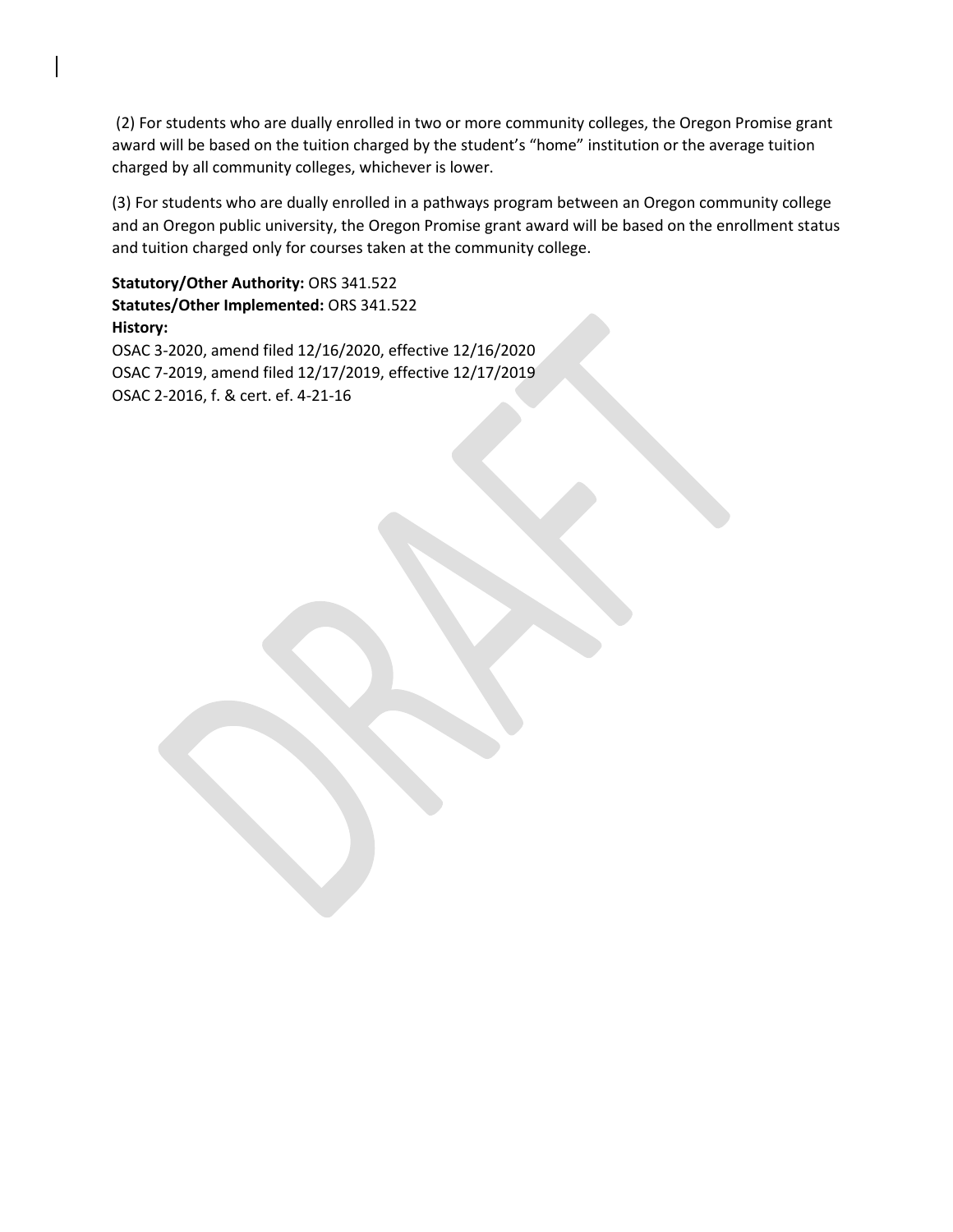(2) For students who are dually enrolled in two or more community colleges, the Oregon Promise grant award will be based on the tuition charged by the student's "home" institution or the average tuition charged by all community colleges, whichever is lower.

(3) For students who are dually enrolled in a pathways program between an Oregon community college and an Oregon public university, the Oregon Promise grant award will be based on the enrollment status and tuition charged only for courses taken at the community college.

**Statutory/Other Authority:** ORS 341.522
**Statutes/Other Implemented:** ORS 341.522
**History:**
OSAC 3-2020, amend filed 12/16/2020, effective 12/16/2020
OSAC 7-2019, amend filed 12/17/2019, effective 12/17/2019
OSAC 2-2016, f. & cert. ef. 4-21-16